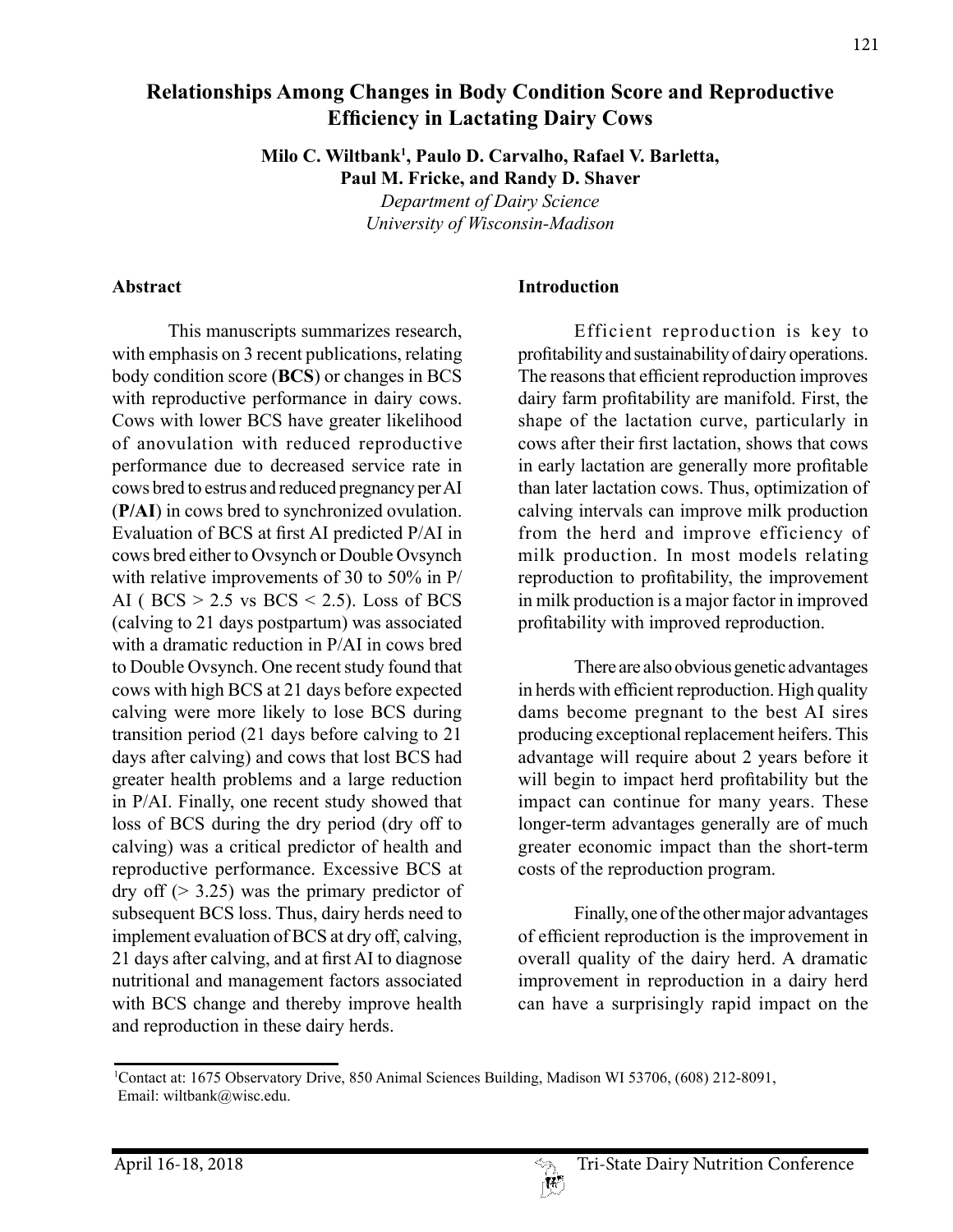# Relationships Among Changes in Body Condition Score and Reproductive Efficiency in Lactating Dairy Cows

**Milo C. Wiltbank[1], Paulo D. Carvalho, Rafael V. Barletta, Paul M. Fricke, and Randy D. Shaver**

*Department of Dairy Science*
*University of Wisconsin-Madison*

## Abstract

This manuscripts summarizes research, with emphasis on 3 recent publications, relating body condition score (**BCS**) or changes in BCS with reproductive performance in dairy cows. Cows with lower BCS have greater likelihood of anovulation with reduced reproductive performance due to decreased service rate in cows bred to estrus and reduced pregnancy per AI (**P/AI**) in cows bred to synchronized ovulation. Evaluation of BCS at first AI predicted P/AI in cows bred either to Ovsynch or Double Ovsynch with relative improvements of 30 to 50% in P/AI ( BCS > 2.5 vs BCS < 2.5). Loss of BCS (calving to 21 days postpartum) was associated with a dramatic reduction in P/AI in cows bred to Double Ovsynch. One recent study found that cows with high BCS at 21 days before expected calving were more likely to lose BCS during transition period (21 days before calving to 21 days after calving) and cows that lost BCS had greater health problems and a large reduction in P/AI. Finally, one recent study showed that loss of BCS during the dry period (dry off to calving) was a critical predictor of health and reproductive performance. Excessive BCS at dry off (> 3.25) was the primary predictor of subsequent BCS loss. Thus, dairy herds need to implement evaluation of BCS at dry off, calving, 21 days after calving, and at first AI to diagnose nutritional and management factors associated with BCS change and thereby improve health and reproduction in these dairy herds.

## Introduction

Efficient reproduction is key to profitability and sustainability of dairy operations. The reasons that efficient reproduction improves dairy farm profitability are manifold. First, the shape of the lactation curve, particularly in cows after their first lactation, shows that cows in early lactation are generally more profitable than later lactation cows. Thus, optimization of calving intervals can improve milk production from the herd and improve efficiency of milk production. In most models relating reproduction to profitability, the improvement in milk production is a major factor in improved profitability with improved reproduction.

There are also obvious genetic advantages in herds with efficient reproduction. High quality dams become pregnant to the best AI sires producing exceptional replacement heifers. This advantage will require about 2 years before it will begin to impact herd profitability but the impact can continue for many years. These longer-term advantages generally are of much greater economic impact than the short-term costs of the reproduction program.

Finally, one of the other major advantages of efficient reproduction is the improvement in overall quality of the dairy herd. A dramatic improvement in reproduction in a dairy herd can have a surprisingly rapid impact on the

[1]Contact at: 1675 Observatory Drive, 850 Animal Sciences Building, Madison WI 53706, (608) 212-8091, Email: wiltbank@wisc.edu.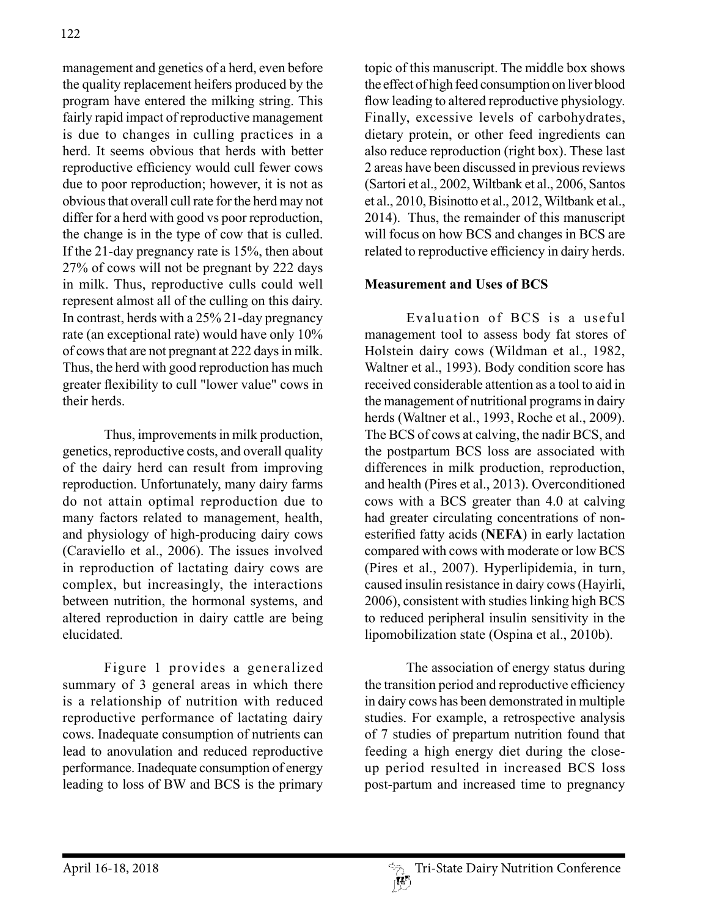management and genetics of a herd, even before the quality replacement heifers produced by the program have entered the milking string. This fairly rapid impact of reproductive management is due to changes in culling practices in a herd. It seems obvious that herds with better reproductive efficiency would cull fewer cows due to poor reproduction; however, it is not as obvious that overall cull rate for the herd may not differ for a herd with good vs poor reproduction, the change is in the type of cow that is culled. If the 21-day pregnancy rate is 15%, then about 27% of cows will not be pregnant by 222 days in milk. Thus, reproductive culls could well represent almost all of the culling on this dairy. In contrast, herds with a 25% 21-day pregnancy rate (an exceptional rate) would have only 10% of cows that are not pregnant at 222 days in milk. Thus, the herd with good reproduction has much greater flexibility to cull "lower value" cows in their herds.

Thus, improvements in milk production, genetics, reproductive costs, and overall quality of the dairy herd can result from improving reproduction. Unfortunately, many dairy farms do not attain optimal reproduction due to many factors related to management, health, and physiology of high-producing dairy cows (Caraviello et al., 2006). The issues involved in reproduction of lactating dairy cows are complex, but increasingly, the interactions between nutrition, the hormonal systems, and altered reproduction in dairy cattle are being elucidated.

Figure 1 provides a generalized summary of 3 general areas in which there is a relationship of nutrition with reduced reproductive performance of lactating dairy cows. Inadequate consumption of nutrients can lead to anovulation and reduced reproductive performance. Inadequate consumption of energy leading to loss of BW and BCS is the primary topic of this manuscript. The middle box shows the effect of high feed consumption on liver blood flow leading to altered reproductive physiology. Finally, excessive levels of carbohydrates, dietary protein, or other feed ingredients can also reduce reproduction (right box). These last 2 areas have been discussed in previous reviews (Sartori et al., 2002, Wiltbank et al., 2006, Santos et al., 2010, Bisinotto et al., 2012, Wiltbank et al., 2014). Thus, the remainder of this manuscript will focus on how BCS and changes in BCS are related to reproductive efficiency in dairy herds.

**Measurement and Uses of BCS**

Evaluation of BCS is a useful management tool to assess body fat stores of Holstein dairy cows (Wildman et al., 1982, Waltner et al., 1993). Body condition score has received considerable attention as a tool to aid in the management of nutritional programs in dairy herds (Waltner et al., 1993, Roche et al., 2009). The BCS of cows at calving, the nadir BCS, and the postpartum BCS loss are associated with differences in milk production, reproduction, and health (Pires et al., 2013). Overconditioned cows with a BCS greater than 4.0 at calving had greater circulating concentrations of non-esterified fatty acids (**NEFA**) in early lactation compared with cows with moderate or low BCS (Pires et al., 2007). Hyperlipidemia, in turn, caused insulin resistance in dairy cows (Hayirli, 2006), consistent with studies linking high BCS to reduced peripheral insulin sensitivity in the lipomobilization state (Ospina et al., 2010b).

The association of energy status during the transition period and reproductive efficiency in dairy cows has been demonstrated in multiple studies. For example, a retrospective analysis of 7 studies of prepartum nutrition found that feeding a high energy diet during the close-up period resulted in increased BCS loss post-partum and increased time to pregnancy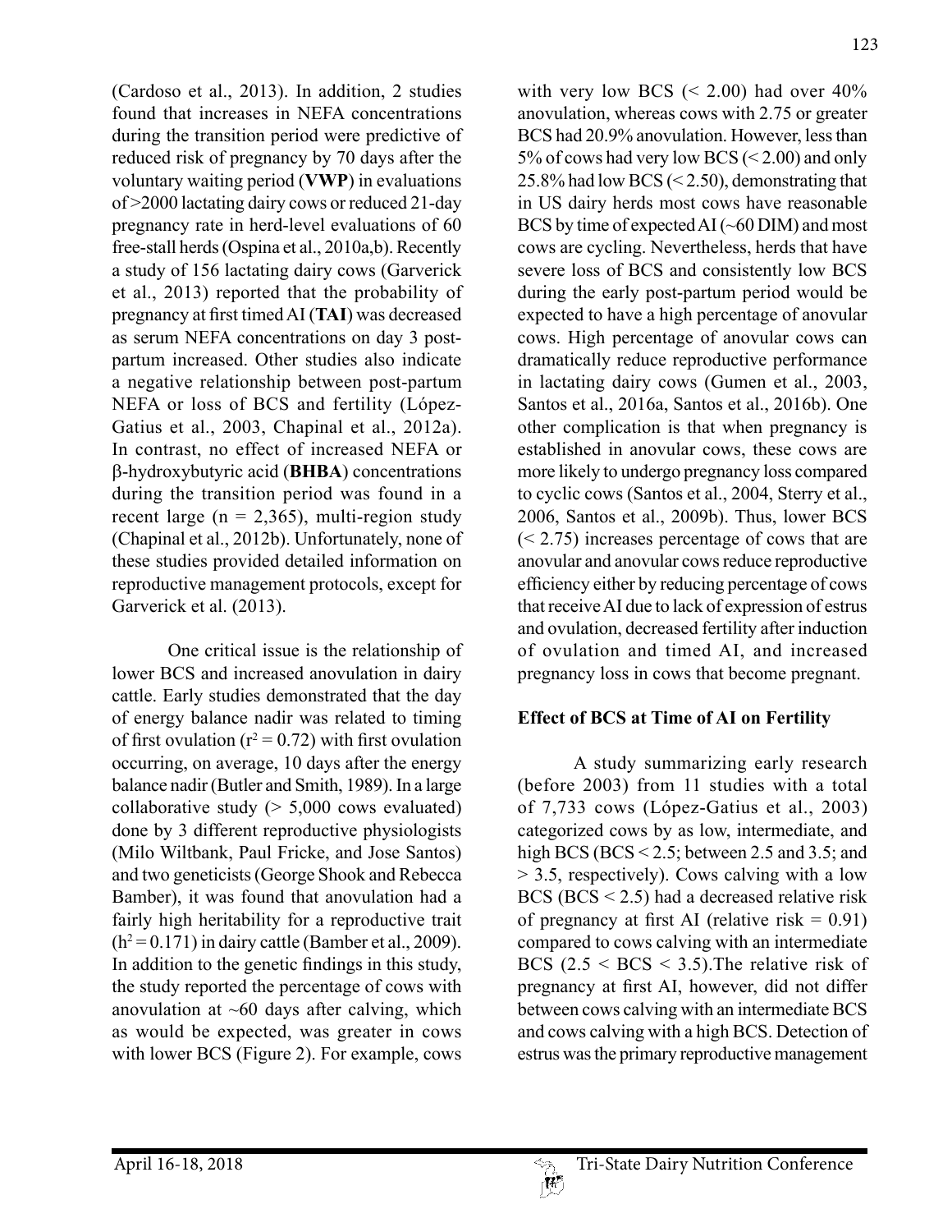(Cardoso et al., 2013). In addition, 2 studies found that increases in NEFA concentrations during the transition period were predictive of reduced risk of pregnancy by 70 days after the voluntary waiting period (**VWP**) in evaluations of >2000 lactating dairy cows or reduced 21-day pregnancy rate in herd-level evaluations of 60 free-stall herds (Ospina et al., 2010a,b). Recently a study of 156 lactating dairy cows (Garverick et al., 2013) reported that the probability of pregnancy at first timed AI (**TAI**) was decreased as serum NEFA concentrations on day 3 post-partum increased. Other studies also indicate a negative relationship between post-partum NEFA or loss of BCS and fertility (López-Gatius et al., 2003, Chapinal et al., 2012a). In contrast, no effect of increased NEFA or β-hydroxybutyric acid (**BHBA**) concentrations during the transition period was found in a recent large (n = 2,365), multi-region study (Chapinal et al., 2012b). Unfortunately, none of these studies provided detailed information on reproductive management protocols, except for Garverick et al. (2013).

One critical issue is the relationship of lower BCS and increased anovulation in dairy cattle. Early studies demonstrated that the day of energy balance nadir was related to timing of first ovulation ($r^2 = 0.72$) with first ovulation occurring, on average, 10 days after the energy balance nadir (Butler and Smith, 1989). In a large collaborative study (> 5,000 cows evaluated) done by 3 different reproductive physiologists (Milo Wiltbank, Paul Fricke, and Jose Santos) and two geneticists (George Shook and Rebecca Bamber), it was found that anovulation had a fairly high heritability for a reproductive trait ($h^2 = 0.171$) in dairy cattle (Bamber et al., 2009). In addition to the genetic findings in this study, the study reported the percentage of cows with anovulation at ~60 days after calving, which as would be expected, was greater in cows with lower BCS (Figure 2). For example, cows with very low BCS (< 2.00) had over 40% anovulation, whereas cows with 2.75 or greater BCS had 20.9% anovulation. However, less than 5% of cows had very low BCS (< 2.00) and only 25.8% had low BCS (< 2.50), demonstrating that in US dairy herds most cows have reasonable BCS by time of expected AI (~60 DIM) and most cows are cycling. Nevertheless, herds that have severe loss of BCS and consistently low BCS during the early post-partum period would be expected to have a high percentage of anovular cows. High percentage of anovular cows can dramatically reduce reproductive performance in lactating dairy cows (Gumen et al., 2003, Santos et al., 2016a, Santos et al., 2016b). One other complication is that when pregnancy is established in anovular cows, these cows are more likely to undergo pregnancy loss compared to cyclic cows (Santos et al., 2004, Sterry et al., 2006, Santos et al., 2009b). Thus, lower BCS (< 2.75) increases percentage of cows that are anovular and anovular cows reduce reproductive efficiency either by reducing percentage of cows that receive AI due to lack of expression of estrus and ovulation, decreased fertility after induction of ovulation and timed AI, and increased pregnancy loss in cows that become pregnant.

## Effect of BCS at Time of AI on Fertility

A study summarizing early research (before 2003) from 11 studies with a total of 7,733 cows (López-Gatius et al., 2003) categorized cows by as low, intermediate, and high BCS (BCS < 2.5; between 2.5 and 3.5; and > 3.5, respectively). Cows calving with a low BCS (BCS < 2.5) had a decreased relative risk of pregnancy at first AI (relative risk = 0.91) compared to cows calving with an intermediate BCS (2.5 < BCS < 3.5).The relative risk of pregnancy at first AI, however, did not differ between cows calving with an intermediate BCS and cows calving with a high BCS. Detection of estrus was the primary reproductive management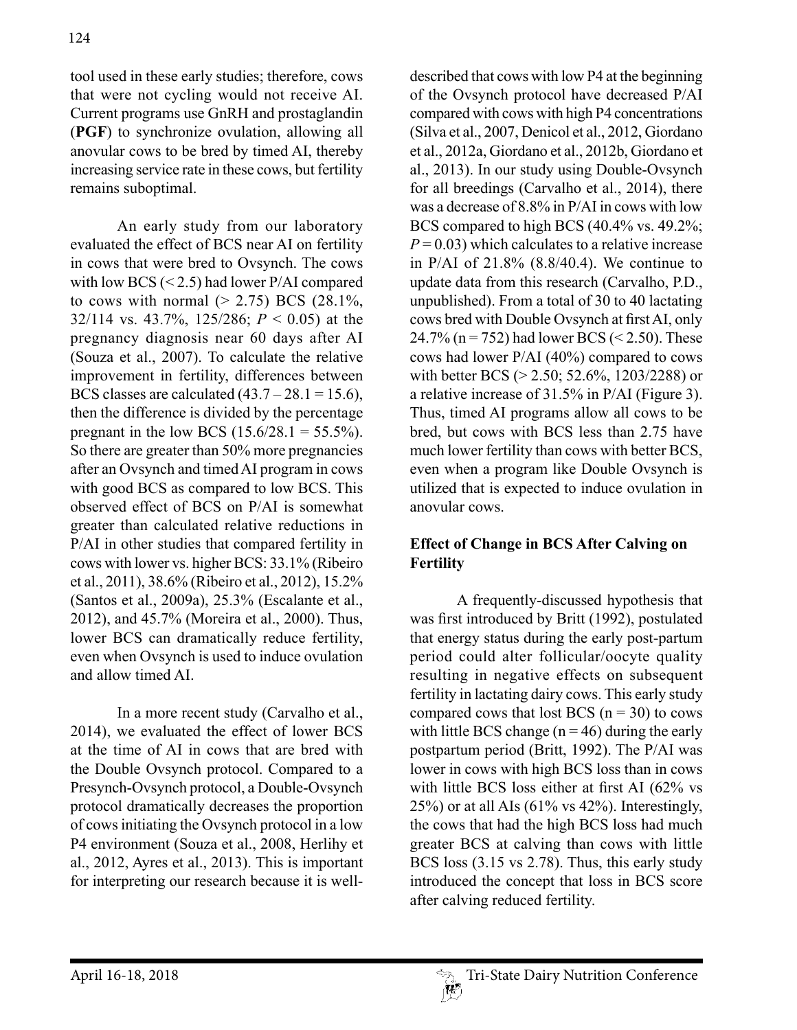tool used in these early studies; therefore, cows that were not cycling would not receive AI. Current programs use GnRH and prostaglandin (**PGF**) to synchronize ovulation, allowing all anovular cows to be bred by timed AI, thereby increasing service rate in these cows, but fertility remains suboptimal.

An early study from our laboratory evaluated the effect of BCS near AI on fertility in cows that were bred to Ovsynch. The cows with low BCS (< 2.5) had lower P/AI compared to cows with normal (> 2.75) BCS (28.1%, 32/114 vs. 43.7%, 125/286; $P < 0.05$) at the pregnancy diagnosis near 60 days after AI (Souza et al., 2007). To calculate the relative improvement in fertility, differences between BCS classes are calculated (43.7 – 28.1 = 15.6), then the difference is divided by the percentage pregnant in the low BCS (15.6/28.1 = 55.5%). So there are greater than 50% more pregnancies after an Ovsynch and timed AI program in cows with good BCS as compared to low BCS. This observed effect of BCS on P/AI is somewhat greater than calculated relative reductions in P/AI in other studies that compared fertility in cows with lower vs. higher BCS: 33.1% (Ribeiro et al., 2011), 38.6% (Ribeiro et al., 2012), 15.2% (Santos et al., 2009a), 25.3% (Escalante et al., 2012), and 45.7% (Moreira et al., 2000). Thus, lower BCS can dramatically reduce fertility, even when Ovsynch is used to induce ovulation and allow timed AI.

In a more recent study (Carvalho et al., 2014), we evaluated the effect of lower BCS at the time of AI in cows that are bred with the Double Ovsynch protocol. Compared to a Presynch-Ovsynch protocol, a Double-Ovsynch protocol dramatically decreases the proportion of cows initiating the Ovsynch protocol in a low P4 environment (Souza et al., 2008, Herlihy et al., 2012, Ayres et al., 2013). This is important for interpreting our research because it is well-described that cows with low P4 at the beginning of the Ovsynch protocol have decreased P/AI compared with cows with high P4 concentrations (Silva et al., 2007, Denicol et al., 2012, Giordano et al., 2012a, Giordano et al., 2012b, Giordano et al., 2013). In our study using Double-Ovsynch for all breedings (Carvalho et al., 2014), there was a decrease of 8.8% in P/AI in cows with low BCS compared to high BCS (40.4% vs. 49.2%; $P = 0.03$) which calculates to a relative increase in P/AI of 21.8% (8.8/40.4). We continue to update data from this research (Carvalho, P.D., unpublished). From a total of 30 to 40 lactating cows bred with Double Ovsynch at first AI, only 24.7% (n = 752) had lower BCS (< 2.50). These cows had lower P/AI (40%) compared to cows with better BCS (> 2.50; 52.6%, 1203/2288) or a relative increase of 31.5% in P/AI (Figure 3). Thus, timed AI programs allow all cows to be bred, but cows with BCS less than 2.75 have much lower fertility than cows with better BCS, even when a program like Double Ovsynch is utilized that is expected to induce ovulation in anovular cows.

## Effect of Change in BCS After Calving on Fertility

A frequently-discussed hypothesis that was first introduced by Britt (1992), postulated that energy status during the early post-partum period could alter follicular/oocyte quality resulting in negative effects on subsequent fertility in lactating dairy cows. This early study compared cows that lost BCS (n = 30) to cows with little BCS change (n = 46) during the early postpartum period (Britt, 1992). The P/AI was lower in cows with high BCS loss than in cows with little BCS loss either at first AI (62% vs 25%) or at all AIs (61% vs 42%). Interestingly, the cows that had the high BCS loss had much greater BCS at calving than cows with little BCS loss (3.15 vs 2.78). Thus, this early study introduced the concept that loss in BCS score after calving reduced fertility.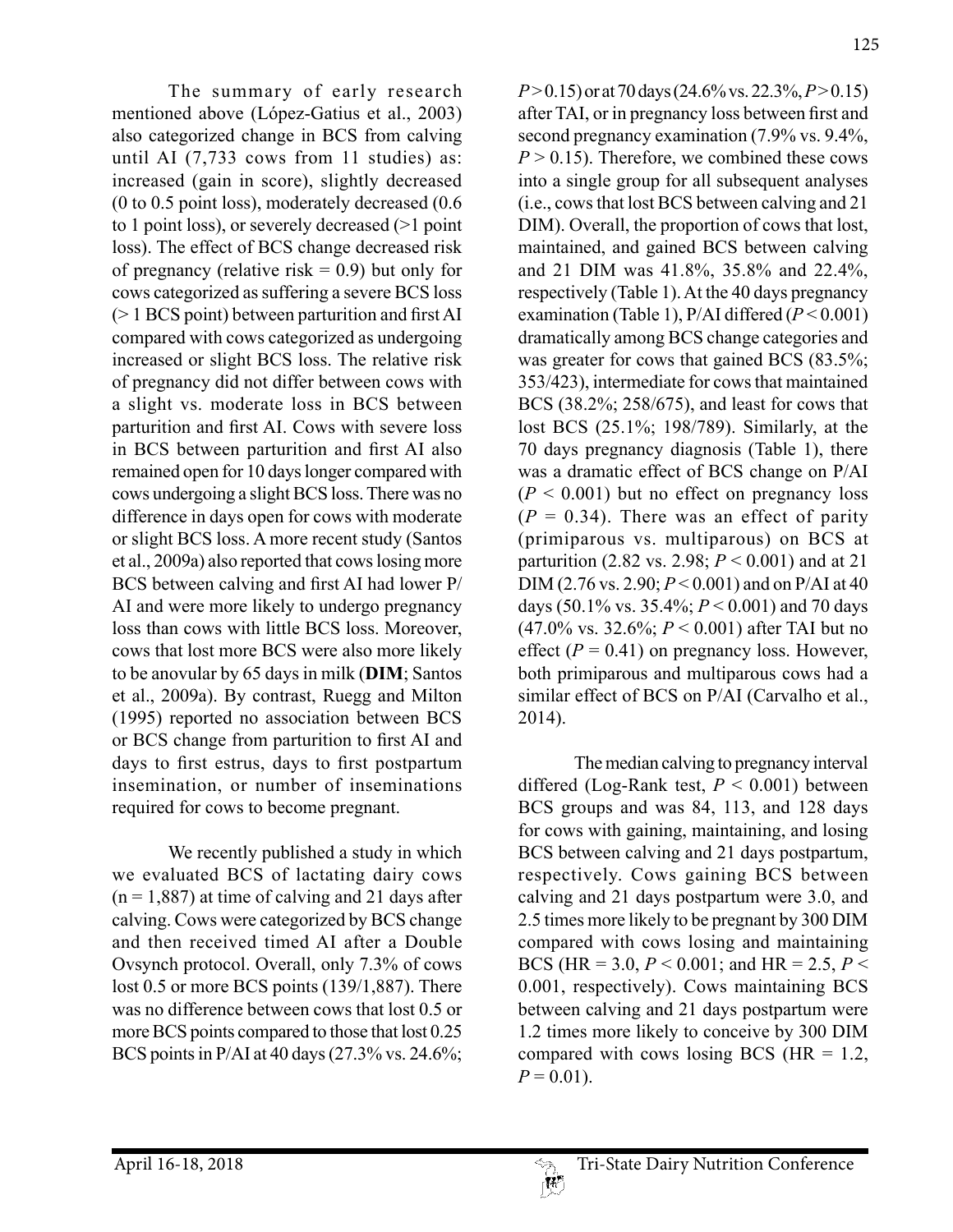The summary of early research mentioned above (López-Gatius et al., 2003) also categorized change in BCS from calving until AI (7,733 cows from 11 studies) as: increased (gain in score), slightly decreased (0 to 0.5 point loss), moderately decreased (0.6 to 1 point loss), or severely decreased (>1 point loss). The effect of BCS change decreased risk of pregnancy (relative risk = 0.9) but only for cows categorized as suffering a severe BCS loss (> 1 BCS point) between parturition and first AI compared with cows categorized as undergoing increased or slight BCS loss. The relative risk of pregnancy did not differ between cows with a slight vs. moderate loss in BCS between parturition and first AI. Cows with severe loss in BCS between parturition and first AI also remained open for 10 days longer compared with cows undergoing a slight BCS loss. There was no difference in days open for cows with moderate or slight BCS loss. A more recent study (Santos et al., 2009a) also reported that cows losing more BCS between calving and first AI had lower P/AI and were more likely to undergo pregnancy loss than cows with little BCS loss. Moreover, cows that lost more BCS were also more likely to be anovular by 65 days in milk (**DIM**; Santos et al., 2009a). By contrast, Ruegg and Milton (1995) reported no association between BCS or BCS change from parturition to first AI and days to first estrus, days to first postpartum insemination, or number of inseminations required for cows to become pregnant.

We recently published a study in which we evaluated BCS of lactating dairy cows (n = 1,887) at time of calving and 21 days after calving. Cows were categorized by BCS change and then received timed AI after a Double Ovsynch protocol. Overall, only 7.3% of cows lost 0.5 or more BCS points (139/1,887). There was no difference between cows that lost 0.5 or more BCS points compared to those that lost 0.25 BCS points in P/AI at 40 days (27.3% vs. 24.6%; $P > 0.15$) or at 70 days (24.6% vs. 22.3%, $P > 0.15$) after TAI, or in pregnancy loss between first and second pregnancy examination (7.9% vs. 9.4%, $P > 0.15$). Therefore, we combined these cows into a single group for all subsequent analyses (i.e., cows that lost BCS between calving and 21 DIM). Overall, the proportion of cows that lost, maintained, and gained BCS between calving and 21 DIM was 41.8%, 35.8% and 22.4%, respectively (Table 1). At the 40 days pregnancy examination (Table 1), P/AI differed ($P < 0.001$) dramatically among BCS change categories and was greater for cows that gained BCS (83.5%; 353/423), intermediate for cows that maintained BCS (38.2%; 258/675), and least for cows that lost BCS (25.1%; 198/789). Similarly, at the 70 days pregnancy diagnosis (Table 1), there was a dramatic effect of BCS change on P/AI ($P < 0.001$) but no effect on pregnancy loss ($P = 0.34$). There was an effect of parity (primiparous vs. multiparous) on BCS at parturition (2.82 vs. 2.98; $P < 0.001$) and at 21 DIM (2.76 vs. 2.90; $P < 0.001$) and on P/AI at 40 days (50.1% vs. 35.4%; $P < 0.001$) and 70 days (47.0% vs. 32.6%; $P < 0.001$) after TAI but no effect ($P = 0.41$) on pregnancy loss. However, both primiparous and multiparous cows had a similar effect of BCS on P/AI (Carvalho et al., 2014).

The median calving to pregnancy interval differed (Log-Rank test, $P < 0.001$) between BCS groups and was 84, 113, and 128 days for cows with gaining, maintaining, and losing BCS between calving and 21 days postpartum, respectively. Cows gaining BCS between calving and 21 days postpartum were 3.0, and 2.5 times more likely to be pregnant by 300 DIM compared with cows losing and maintaining BCS (HR = 3.0, $P < 0.001$; and HR = 2.5, $P < 0.001$, respectively). Cows maintaining BCS between calving and 21 days postpartum were 1.2 times more likely to conceive by 300 DIM compared with cows losing BCS (HR = 1.2, $P = 0.01$).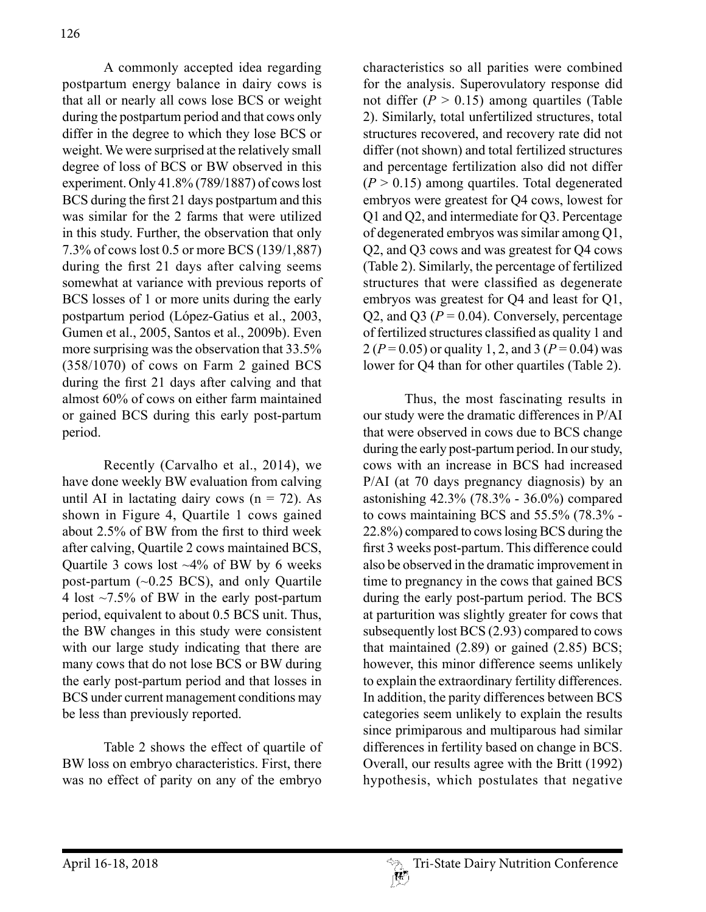A commonly accepted idea regarding postpartum energy balance in dairy cows is that all or nearly all cows lose BCS or weight during the postpartum period and that cows only differ in the degree to which they lose BCS or weight. We were surprised at the relatively small degree of loss of BCS or BW observed in this experiment. Only 41.8% (789/1887) of cows lost BCS during the first 21 days postpartum and this was similar for the 2 farms that were utilized in this study. Further, the observation that only 7.3% of cows lost 0.5 or more BCS (139/1,887) during the first 21 days after calving seems somewhat at variance with previous reports of BCS losses of 1 or more units during the early postpartum period (López-Gatius et al., 2003, Gumen et al., 2005, Santos et al., 2009b). Even more surprising was the observation that 33.5% (358/1070) of cows on Farm 2 gained BCS during the first 21 days after calving and that almost 60% of cows on either farm maintained or gained BCS during this early post-partum period.

Recently (Carvalho et al., 2014), we have done weekly BW evaluation from calving until AI in lactating dairy cows (n = 72). As shown in Figure 4, Quartile 1 cows gained about 2.5% of BW from the first to third week after calving, Quartile 2 cows maintained BCS, Quartile 3 cows lost ~4% of BW by 6 weeks post-partum (~0.25 BCS), and only Quartile 4 lost ~7.5% of BW in the early post-partum period, equivalent to about 0.5 BCS unit. Thus, the BW changes in this study were consistent with our large study indicating that there are many cows that do not lose BCS or BW during the early post-partum period and that losses in BCS under current management conditions may be less than previously reported.

Table 2 shows the effect of quartile of BW loss on embryo characteristics. First, there was no effect of parity on any of the embryo characteristics so all parities were combined for the analysis. Superovulatory response did not differ ($P > 0.15$) among quartiles (Table 2). Similarly, total unfertilized structures, total structures recovered, and recovery rate did not differ (not shown) and total fertilized structures and percentage fertilization also did not differ ($P > 0.15$) among quartiles. Total degenerated embryos were greatest for Q4 cows, lowest for Q1 and Q2, and intermediate for Q3. Percentage of degenerated embryos was similar among Q1, Q2, and Q3 cows and was greatest for Q4 cows (Table 2). Similarly, the percentage of fertilized structures that were classified as degenerate embryos was greatest for Q4 and least for Q1, Q2, and Q3 ($P = 0.04$). Conversely, percentage of fertilized structures classified as quality 1 and 2 ($P = 0.05$) or quality 1, 2, and 3 ($P = 0.04$) was lower for Q4 than for other quartiles (Table 2).

Thus, the most fascinating results in our study were the dramatic differences in P/AI that were observed in cows due to BCS change during the early post-partum period. In our study, cows with an increase in BCS had increased P/AI (at 70 days pregnancy diagnosis) by an astonishing 42.3% (78.3% - 36.0%) compared to cows maintaining BCS and 55.5% (78.3% - 22.8%) compared to cows losing BCS during the first 3 weeks post-partum. This difference could also be observed in the dramatic improvement in time to pregnancy in the cows that gained BCS during the early post-partum period. The BCS at parturition was slightly greater for cows that subsequently lost BCS (2.93) compared to cows that maintained (2.89) or gained (2.85) BCS; however, this minor difference seems unlikely to explain the extraordinary fertility differences. In addition, the parity differences between BCS categories seem unlikely to explain the results since primiparous and multiparous had similar differences in fertility based on change in BCS. Overall, our results agree with the Britt (1992) hypothesis, which postulates that negative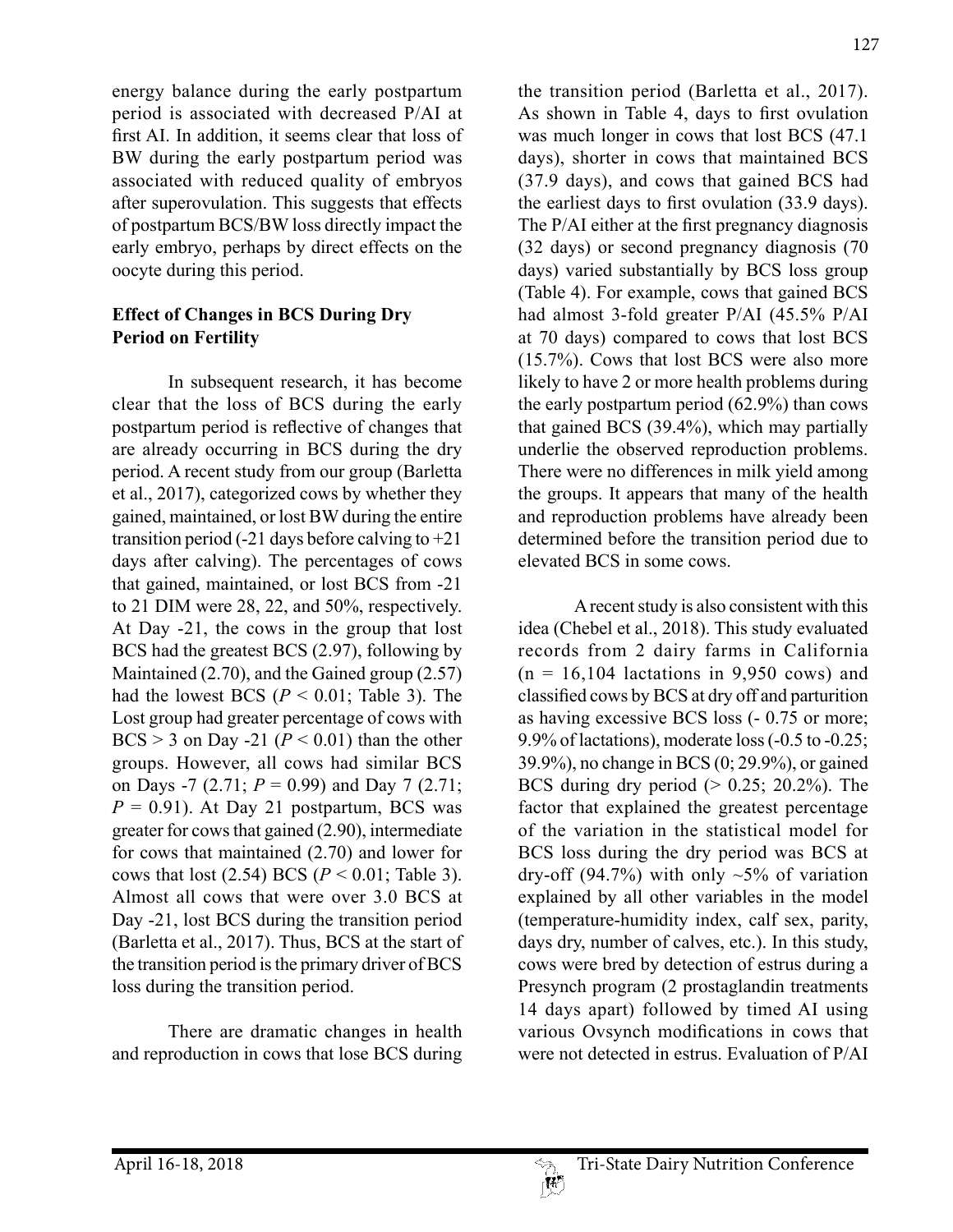energy balance during the early postpartum period is associated with decreased P/AI at first AI. In addition, it seems clear that loss of BW during the early postpartum period was associated with reduced quality of embryos after superovulation. This suggests that effects of postpartum BCS/BW loss directly impact the early embryo, perhaps by direct effects on the oocyte during this period.

**Effect of Changes in BCS During Dry Period on Fertility**

In subsequent research, it has become clear that the loss of BCS during the early postpartum period is reflective of changes that are already occurring in BCS during the dry period. A recent study from our group (Barletta et al., 2017), categorized cows by whether they gained, maintained, or lost BW during the entire transition period (-21 days before calving to +21 days after calving). The percentages of cows that gained, maintained, or lost BCS from -21 to 21 DIM were 28, 22, and 50%, respectively. At Day -21, the cows in the group that lost BCS had the greatest BCS (2.97), following by Maintained (2.70), and the Gained group (2.57) had the lowest BCS ($P < 0.01$; Table 3). The Lost group had greater percentage of cows with BCS > 3 on Day -21 ($P < 0.01$) than the other groups. However, all cows had similar BCS on Days -7 (2.71; $P = 0.99$) and Day 7 (2.71; $P = 0.91$). At Day 21 postpartum, BCS was greater for cows that gained (2.90), intermediate for cows that maintained (2.70) and lower for cows that lost (2.54) BCS ($P < 0.01$; Table 3). Almost all cows that were over 3.0 BCS at Day -21, lost BCS during the transition period (Barletta et al., 2017). Thus, BCS at the start of the transition period is the primary driver of BCS loss during the transition period.

There are dramatic changes in health and reproduction in cows that lose BCS during the transition period (Barletta et al., 2017). As shown in Table 4, days to first ovulation was much longer in cows that lost BCS (47.1 days), shorter in cows that maintained BCS (37.9 days), and cows that gained BCS had the earliest days to first ovulation (33.9 days). The P/AI either at the first pregnancy diagnosis (32 days) or second pregnancy diagnosis (70 days) varied substantially by BCS loss group (Table 4). For example, cows that gained BCS had almost 3-fold greater P/AI (45.5% P/AI at 70 days) compared to cows that lost BCS (15.7%). Cows that lost BCS were also more likely to have 2 or more health problems during the early postpartum period (62.9%) than cows that gained BCS (39.4%), which may partially underlie the observed reproduction problems. There were no differences in milk yield among the groups. It appears that many of the health and reproduction problems have already been determined before the transition period due to elevated BCS in some cows.

A recent study is also consistent with this idea (Chebel et al., 2018). This study evaluated records from 2 dairy farms in California (n = 16,104 lactations in 9,950 cows) and classified cows by BCS at dry off and parturition as having excessive BCS loss (- 0.75 or more; 9.9% of lactations), moderate loss (-0.5 to -0.25; 39.9%), no change in BCS (0; 29.9%), or gained BCS during dry period (> 0.25; 20.2%). The factor that explained the greatest percentage of the variation in the statistical model for BCS loss during the dry period was BCS at dry-off (94.7%) with only ~5% of variation explained by all other variables in the model (temperature-humidity index, calf sex, parity, days dry, number of calves, etc.). In this study, cows were bred by detection of estrus during a Presynch program (2 prostaglandin treatments 14 days apart) followed by timed AI using various Ovsynch modifications in cows that were not detected in estrus. Evaluation of P/AI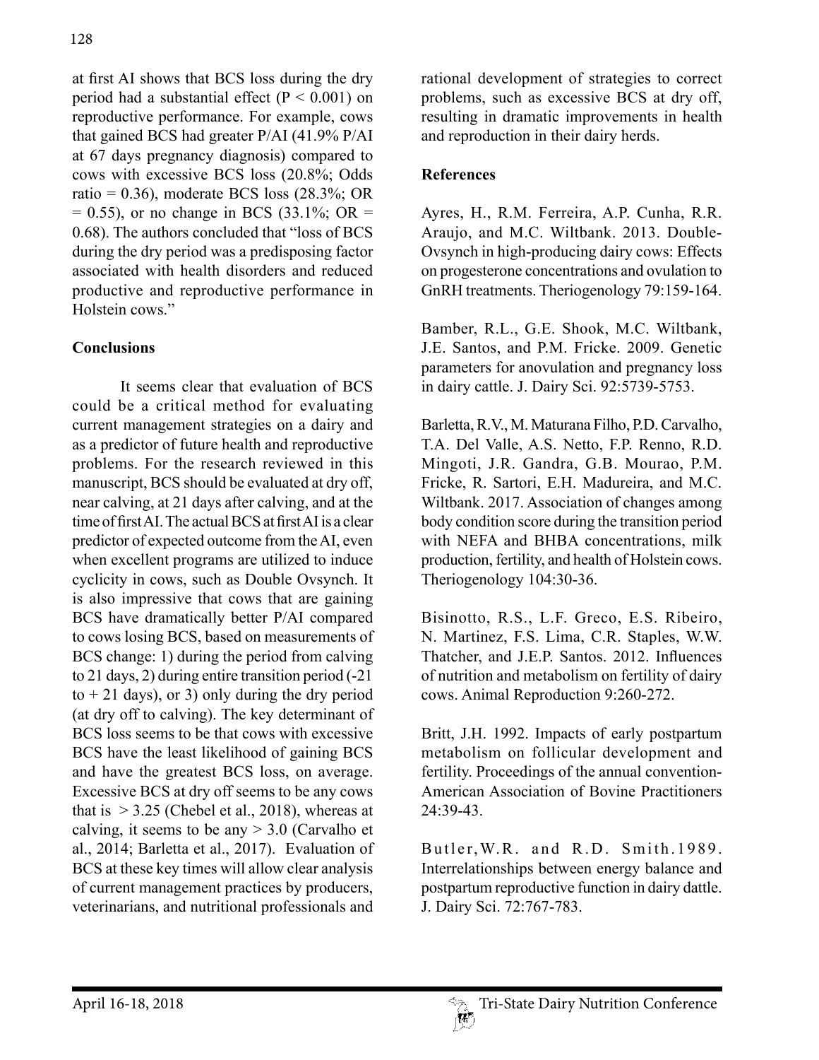at first AI shows that BCS loss during the dry period had a substantial effect ($P < 0.001$) on reproductive performance. For example, cows that gained BCS had greater P/AI (41.9% P/AI at 67 days pregnancy diagnosis) compared to cows with excessive BCS loss (20.8%; Odds ratio = 0.36), moderate BCS loss (28.3%; OR = 0.55), or no change in BCS (33.1%; OR = 0.68). The authors concluded that "loss of BCS during the dry period was a predisposing factor associated with health disorders and reduced productive and reproductive performance in Holstein cows."

**Conclusions**

It seems clear that evaluation of BCS could be a critical method for evaluating current management strategies on a dairy and as a predictor of future health and reproductive problems. For the research reviewed in this manuscript, BCS should be evaluated at dry off, near calving, at 21 days after calving, and at the time of first AI. The actual BCS at first AI is a clear predictor of expected outcome from the AI, even when excellent programs are utilized to induce cyclicity in cows, such as Double Ovsynch. It is also impressive that cows that are gaining BCS have dramatically better P/AI compared to cows losing BCS, based on measurements of BCS change: 1) during the period from calving to 21 days, 2) during entire transition period (-21 to + 21 days), or 3) only during the dry period (at dry off to calving). The key determinant of BCS loss seems to be that cows with excessive BCS have the least likelihood of gaining BCS and have the greatest BCS loss, on average. Excessive BCS at dry off seems to be any cows that is > 3.25 (Chebel et al., 2018), whereas at calving, it seems to be any > 3.0 (Carvalho et al., 2014; Barletta et al., 2017). Evaluation of BCS at these key times will allow clear analysis of current management practices by producers, veterinarians, and nutritional professionals and rational development of strategies to correct problems, such as excessive BCS at dry off, resulting in dramatic improvements in health and reproduction in their dairy herds.

**References**

Ayres, H., R.M. Ferreira, A.P. Cunha, R.R. Araujo, and M.C. Wiltbank. 2013. Double-Ovsynch in high-producing dairy cows: Effects on progesterone concentrations and ovulation to GnRH treatments. Theriogenology 79:159-164.

Bamber, R.L., G.E. Shook, M.C. Wiltbank, J.E. Santos, and P.M. Fricke. 2009. Genetic parameters for anovulation and pregnancy loss in dairy cattle. J. Dairy Sci. 92:5739-5753.

Barletta, R.V., M. Maturana Filho, P.D. Carvalho, T.A. Del Valle, A.S. Netto, F.P. Renno, R.D. Mingoti, J.R. Gandra, G.B. Mourao, P.M. Fricke, R. Sartori, E.H. Madureira, and M.C. Wiltbank. 2017. Association of changes among body condition score during the transition period with NEFA and BHBA concentrations, milk production, fertility, and health of Holstein cows. Theriogenology 104:30-36.

Bisinotto, R.S., L.F. Greco, E.S. Ribeiro, N. Martinez, F.S. Lima, C.R. Staples, W.W. Thatcher, and J.E.P. Santos. 2012. Influences of nutrition and metabolism on fertility of dairy cows. Animal Reproduction 9:260-272.

Britt, J.H. 1992. Impacts of early postpartum metabolism on follicular development and fertility. Proceedings of the annual convention-American Association of Bovine Practitioners 24:39-43.

Butler, W.R. and R.D. Smith. 1989. Interrelationships between energy balance and postpartum reproductive function in dairy dattle. J. Dairy Sci. 72:767-783.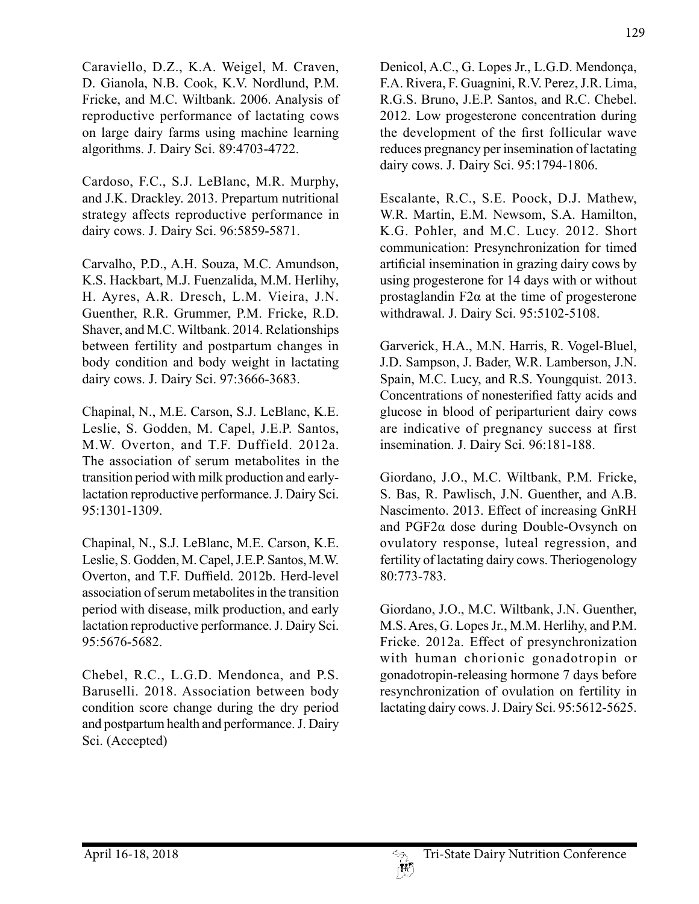Caraviello, D.Z., K.A. Weigel, M. Craven, D. Gianola, N.B. Cook, K.V. Nordlund, P.M. Fricke, and M.C. Wiltbank. 2006. Analysis of reproductive performance of lactating cows on large dairy farms using machine learning algorithms. J. Dairy Sci. 89:4703-4722.

Cardoso, F.C., S.J. LeBlanc, M.R. Murphy, and J.K. Drackley. 2013. Prepartum nutritional strategy affects reproductive performance in dairy cows. J. Dairy Sci. 96:5859-5871.

Carvalho, P.D., A.H. Souza, M.C. Amundson, K.S. Hackbart, M.J. Fuenzalida, M.M. Herlihy, H. Ayres, A.R. Dresch, L.M. Vieira, J.N. Guenther, R.R. Grummer, P.M. Fricke, R.D. Shaver, and M.C. Wiltbank. 2014. Relationships between fertility and postpartum changes in body condition and body weight in lactating dairy cows. J. Dairy Sci. 97:3666-3683.

Chapinal, N., M.E. Carson, S.J. LeBlanc, K.E. Leslie, S. Godden, M. Capel, J.E.P. Santos, M.W. Overton, and T.F. Duffield. 2012a. The association of serum metabolites in the transition period with milk production and early-lactation reproductive performance. J. Dairy Sci. 95:1301-1309.

Chapinal, N., S.J. LeBlanc, M.E. Carson, K.E. Leslie, S. Godden, M. Capel, J.E.P. Santos, M.W. Overton, and T.F. Duffield. 2012b. Herd-level association of serum metabolites in the transition period with disease, milk production, and early lactation reproductive performance. J. Dairy Sci. 95:5676-5682.

Chebel, R.C., L.G.D. Mendonca, and P.S. Baruselli. 2018. Association between body condition score change during the dry period and postpartum health and performance. J. Dairy Sci. (Accepted)

Denicol, A.C., G. Lopes Jr., L.G.D. Mendonça, F.A. Rivera, F. Guagnini, R.V. Perez, J.R. Lima, R.G.S. Bruno, J.E.P. Santos, and R.C. Chebel. 2012. Low progesterone concentration during the development of the first follicular wave reduces pregnancy per insemination of lactating dairy cows. J. Dairy Sci. 95:1794-1806.

Escalante, R.C., S.E. Poock, D.J. Mathew, W.R. Martin, E.M. Newsom, S.A. Hamilton, K.G. Pohler, and M.C. Lucy. 2012. Short communication: Presynchronization for timed artificial insemination in grazing dairy cows by using progesterone for 14 days with or without prostaglandin $F2\alpha$ at the time of progesterone withdrawal. J. Dairy Sci. 95:5102-5108.

Garverick, H.A., M.N. Harris, R. Vogel-Bluel, J.D. Sampson, J. Bader, W.R. Lamberson, J.N. Spain, M.C. Lucy, and R.S. Youngquist. 2013. Concentrations of nonesterified fatty acids and glucose in blood of periparturient dairy cows are indicative of pregnancy success at first insemination. J. Dairy Sci. 96:181-188.

Giordano, J.O., M.C. Wiltbank, P.M. Fricke, S. Bas, R. Pawlisch, J.N. Guenther, and A.B. Nascimento. 2013. Effect of increasing GnRH and $PGF2\alpha$ dose during Double-Ovsynch on ovulatory response, luteal regression, and fertility of lactating dairy cows. Theriogenology 80:773-783.

Giordano, J.O., M.C. Wiltbank, J.N. Guenther, M.S. Ares, G. Lopes Jr., M.M. Herlihy, and P.M. Fricke. 2012a. Effect of presynchronization with human chorionic gonadotropin or gonadotropin-releasing hormone 7 days before resynchronization of ovulation on fertility in lactating dairy cows. J. Dairy Sci. 95:5612-5625.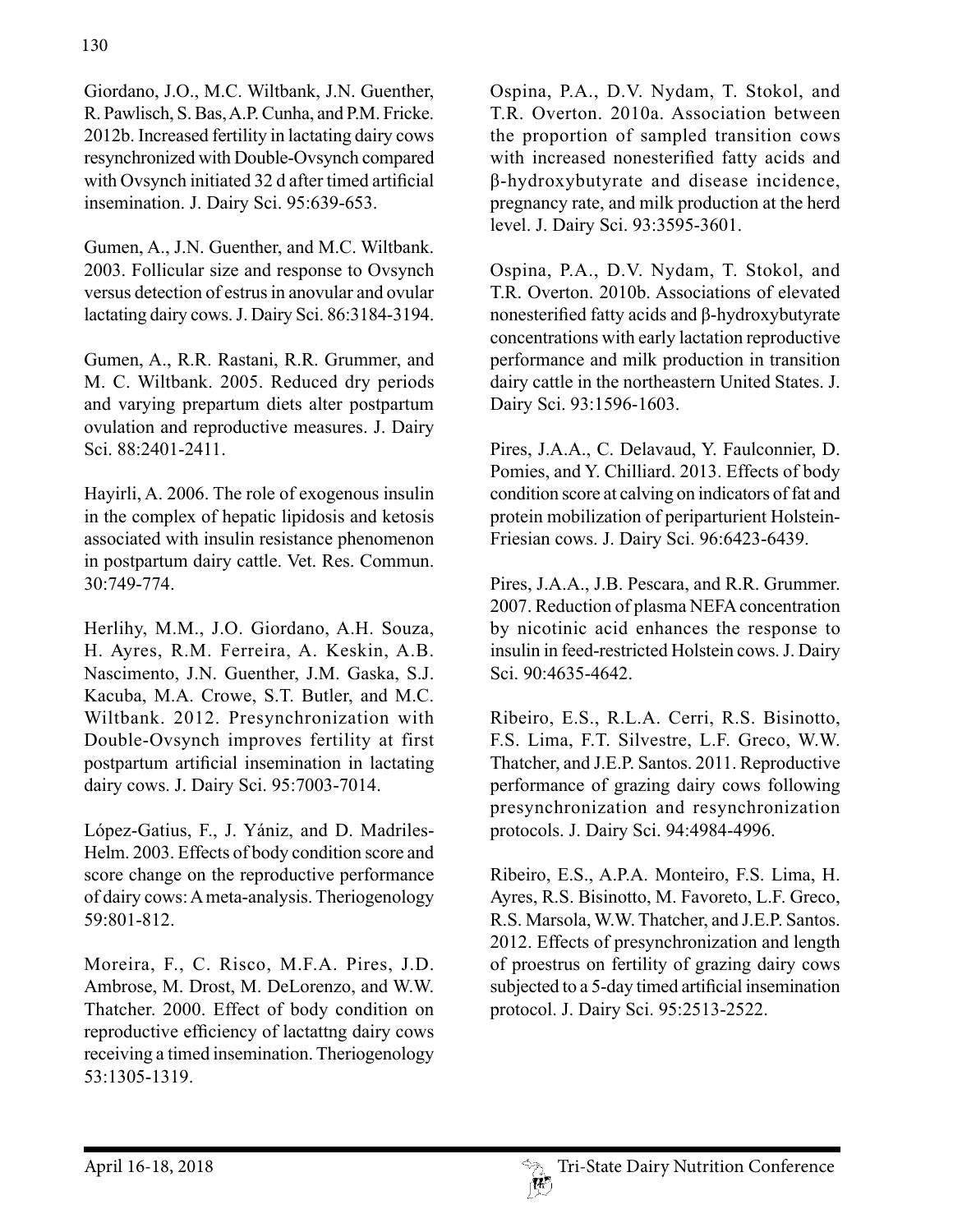Giordano, J.O., M.C. Wiltbank, J.N. Guenther, R. Pawlisch, S. Bas, A.P. Cunha, and P.M. Fricke. 2012b. Increased fertility in lactating dairy cows resynchronized with Double-Ovsynch compared with Ovsynch initiated 32 d after timed artificial insemination. J. Dairy Sci. 95:639-653.

Gumen, A., J.N. Guenther, and M.C. Wiltbank. 2003. Follicular size and response to Ovsynch versus detection of estrus in anovular and ovular lactating dairy cows. J. Dairy Sci. 86:3184-3194.

Gumen, A., R.R. Rastani, R.R. Grummer, and M. C. Wiltbank. 2005. Reduced dry periods and varying prepartum diets alter postpartum ovulation and reproductive measures. J. Dairy Sci. 88:2401-2411.

Hayirli, A. 2006. The role of exogenous insulin in the complex of hepatic lipidosis and ketosis associated with insulin resistance phenomenon in postpartum dairy cattle. Vet. Res. Commun. 30:749-774.

Herlihy, M.M., J.O. Giordano, A.H. Souza, H. Ayres, R.M. Ferreira, A. Keskin, A.B. Nascimento, J.N. Guenther, J.M. Gaska, S.J. Kacuba, M.A. Crowe, S.T. Butler, and M.C. Wiltbank. 2012. Presynchronization with Double-Ovsynch improves fertility at first postpartum artificial insemination in lactating dairy cows. J. Dairy Sci. 95:7003-7014.

López-Gatius, F., J. Yániz, and D. Madriles-Helm. 2003. Effects of body condition score and score change on the reproductive performance of dairy cows: A meta-analysis. Theriogenology 59:801-812.

Moreira, F., C. Risco, M.F.A. Pires, J.D. Ambrose, M. Drost, M. DeLorenzo, and W.W. Thatcher. 2000. Effect of body condition on reproductive efficiency of lactattng dairy cows receiving a timed insemination. Theriogenology 53:1305-1319.

Ospina, P.A., D.V. Nydam, T. Stokol, and T.R. Overton. 2010a. Association between the proportion of sampled transition cows with increased nonesterified fatty acids and β-hydroxybutyrate and disease incidence, pregnancy rate, and milk production at the herd level. J. Dairy Sci. 93:3595-3601.

Ospina, P.A., D.V. Nydam, T. Stokol, and T.R. Overton. 2010b. Associations of elevated nonesterified fatty acids and β-hydroxybutyrate concentrations with early lactation reproductive performance and milk production in transition dairy cattle in the northeastern United States. J. Dairy Sci. 93:1596-1603.

Pires, J.A.A., C. Delavaud, Y. Faulconnier, D. Pomies, and Y. Chilliard. 2013. Effects of body condition score at calving on indicators of fat and protein mobilization of periparturient Holstein-Friesian cows. J. Dairy Sci. 96:6423-6439.

Pires, J.A.A., J.B. Pescara, and R.R. Grummer. 2007. Reduction of plasma NEFA concentration by nicotinic acid enhances the response to insulin in feed-restricted Holstein cows. J. Dairy Sci. 90:4635-4642.

Ribeiro, E.S., R.L.A. Cerri, R.S. Bisinotto, F.S. Lima, F.T. Silvestre, L.F. Greco, W.W. Thatcher, and J.E.P. Santos. 2011. Reproductive performance of grazing dairy cows following presynchronization and resynchronization protocols. J. Dairy Sci. 94:4984-4996.

Ribeiro, E.S., A.P.A. Monteiro, F.S. Lima, H. Ayres, R.S. Bisinotto, M. Favoreto, L.F. Greco, R.S. Marsola, W.W. Thatcher, and J.E.P. Santos. 2012. Effects of presynchronization and length of proestrus on fertility of grazing dairy cows subjected to a 5-day timed artificial insemination protocol. J. Dairy Sci. 95:2513-2522.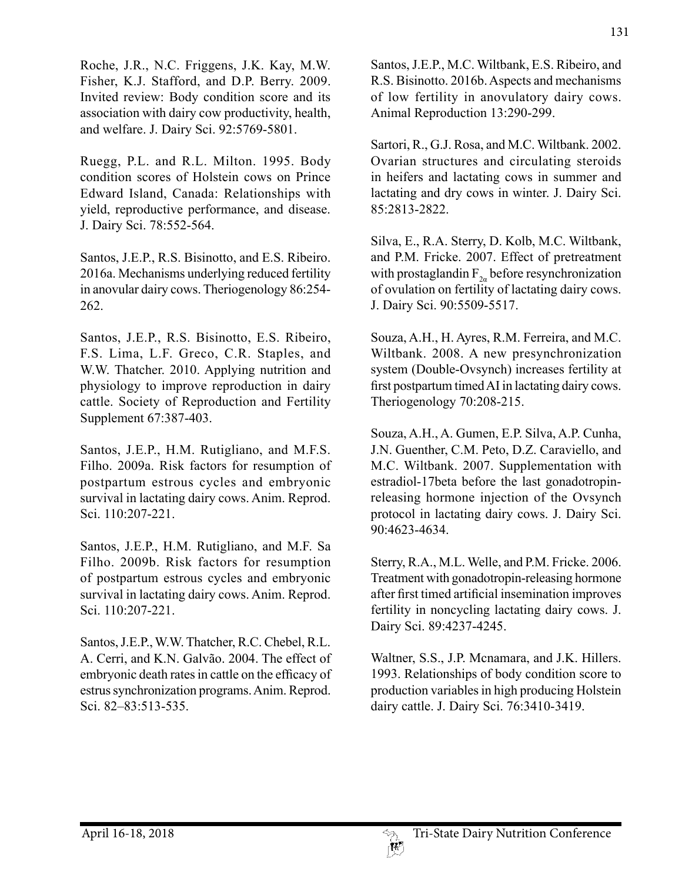Roche, J.R., N.C. Friggens, J.K. Kay, M.W. Fisher, K.J. Stafford, and D.P. Berry. 2009. Invited review: Body condition score and its association with dairy cow productivity, health, and welfare. J. Dairy Sci. 92:5769-5801.

Ruegg, P.L. and R.L. Milton. 1995. Body condition scores of Holstein cows on Prince Edward Island, Canada: Relationships with yield, reproductive performance, and disease. J. Dairy Sci. 78:552-564.

Santos, J.E.P., R.S. Bisinotto, and E.S. Ribeiro. 2016a. Mechanisms underlying reduced fertility in anovular dairy cows. Theriogenology 86:254-262.

Santos, J.E.P., R.S. Bisinotto, E.S. Ribeiro, F.S. Lima, L.F. Greco, C.R. Staples, and W.W. Thatcher. 2010. Applying nutrition and physiology to improve reproduction in dairy cattle. Society of Reproduction and Fertility Supplement 67:387-403.

Santos, J.E.P., H.M. Rutigliano, and M.F.S. Filho. 2009a. Risk factors for resumption of postpartum estrous cycles and embryonic survival in lactating dairy cows. Anim. Reprod. Sci. 110:207-221.

Santos, J.E.P., H.M. Rutigliano, and M.F. Sa Filho. 2009b. Risk factors for resumption of postpartum estrous cycles and embryonic survival in lactating dairy cows. Anim. Reprod. Sci. 110:207-221.

Santos, J.E.P., W.W. Thatcher, R.C. Chebel, R.L. A. Cerri, and K.N. Galvão. 2004. The effect of embryonic death rates in cattle on the efficacy of estrus synchronization programs. Anim. Reprod. Sci. 82–83:513-535.

Santos, J.E.P., M.C. Wiltbank, E.S. Ribeiro, and R.S. Bisinotto. 2016b. Aspects and mechanisms of low fertility in anovulatory dairy cows. Animal Reproduction 13:290-299.

Sartori, R., G.J. Rosa, and M.C. Wiltbank. 2002. Ovarian structures and circulating steroids in heifers and lactating cows in summer and lactating and dry cows in winter. J. Dairy Sci. 85:2813-2822.

Silva, E., R.A. Sterry, D. Kolb, M.C. Wiltbank, and P.M. Fricke. 2007. Effect of pretreatment with prostaglandin $F_{2\alpha}$ before resynchronization of ovulation on fertility of lactating dairy cows. J. Dairy Sci. 90:5509-5517.

Souza, A.H., H. Ayres, R.M. Ferreira, and M.C. Wiltbank. 2008. A new presynchronization system (Double-Ovsynch) increases fertility at first postpartum timed AI in lactating dairy cows. Theriogenology 70:208-215.

Souza, A.H., A. Gumen, E.P. Silva, A.P. Cunha, J.N. Guenther, C.M. Peto, D.Z. Caraviello, and M.C. Wiltbank. 2007. Supplementation with estradiol-17beta before the last gonadotropin-releasing hormone injection of the Ovsynch protocol in lactating dairy cows. J. Dairy Sci. 90:4623-4634.

Sterry, R.A., M.L. Welle, and P.M. Fricke. 2006. Treatment with gonadotropin-releasing hormone after first timed artificial insemination improves fertility in noncycling lactating dairy cows. J. Dairy Sci. 89:4237-4245.

Waltner, S.S., J.P. Mcnamara, and J.K. Hillers. 1993. Relationships of body condition score to production variables in high producing Holstein dairy cattle. J. Dairy Sci. 76:3410-3419.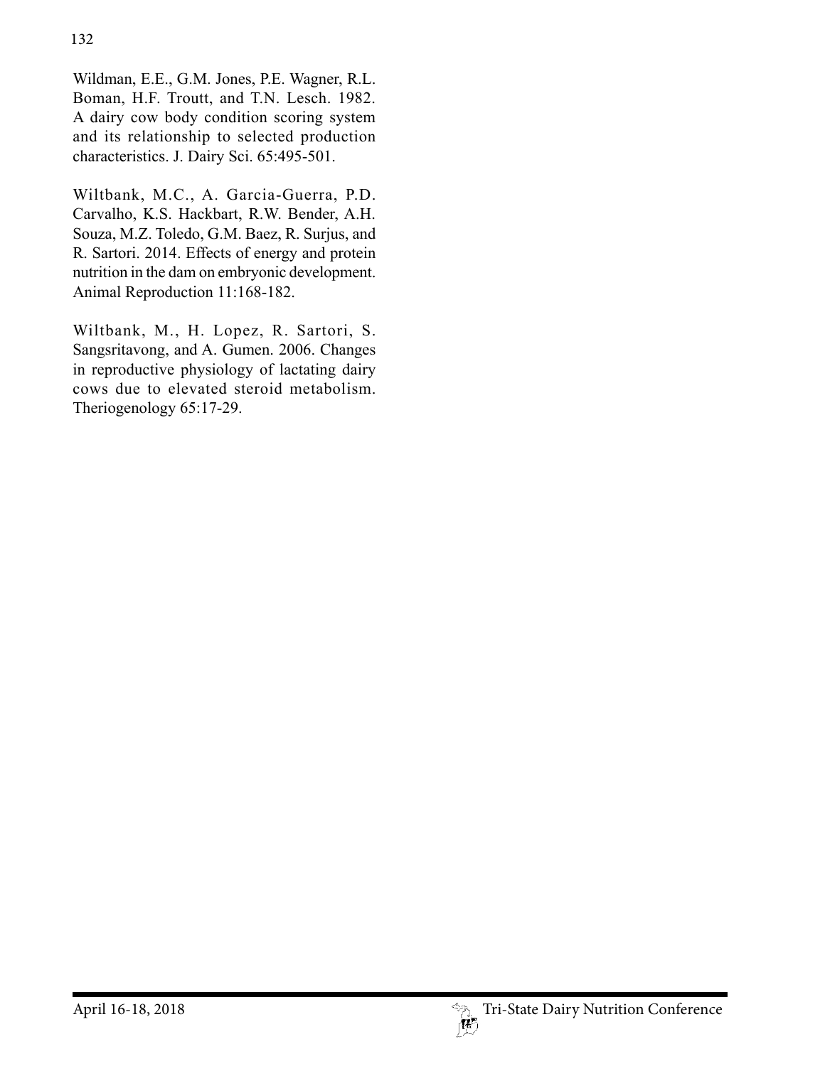Wildman, E.E., G.M. Jones, P.E. Wagner, R.L. Boman, H.F. Troutt, and T.N. Lesch. 1982. A dairy cow body condition scoring system and its relationship to selected production characteristics. J. Dairy Sci. 65:495-501.

Wiltbank, M.C., A. Garcia-Guerra, P.D. Carvalho, K.S. Hackbart, R.W. Bender, A.H. Souza, M.Z. Toledo, G.M. Baez, R. Surjus, and R. Sartori. 2014. Effects of energy and protein nutrition in the dam on embryonic development. Animal Reproduction 11:168-182.

Wiltbank, M., H. Lopez, R. Sartori, S. Sangsritavong, and A. Gumen. 2006. Changes in reproductive physiology of lactating dairy cows due to elevated steroid metabolism. Theriogenology 65:17-29.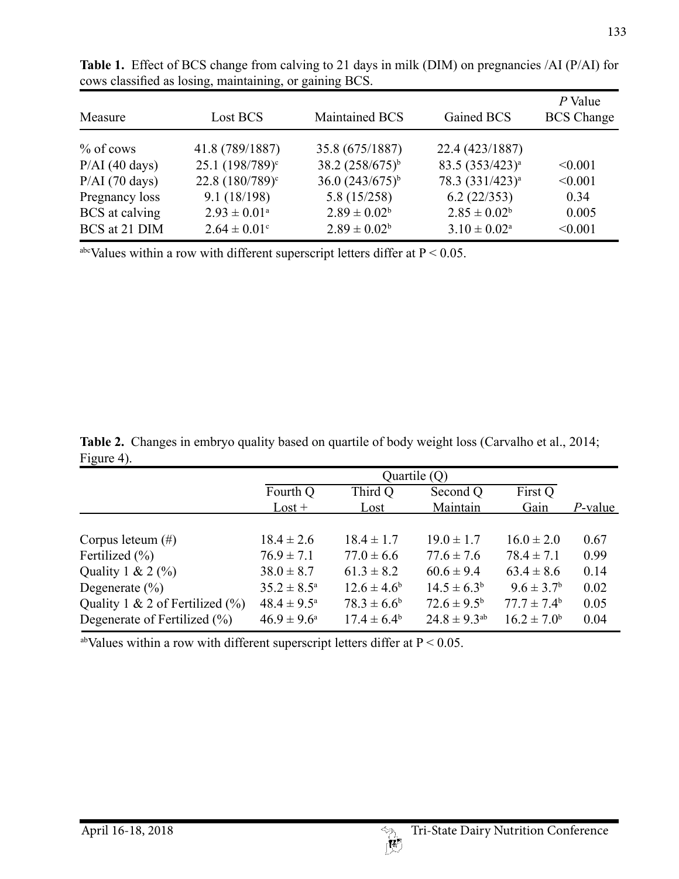**Table 1.** Effect of BCS change from calving to 21 days in milk (DIM) on pregnancies /AI (P/AI) for cows classified as losing, maintaining, or gaining BCS.

| Measure | Lost BCS | Maintained BCS | Gained BCS | *P* Value BCS Change |
|---|---|---|---|---|
| % of cows | 41.8 (789/1887) | 35.8 (675/1887) | 22.4 (423/1887) | |
| P/AI (40 days) | 25.1 (198/789)[c] | 38.2 (258/675)[b] | 83.5 (353/423)[a] | <0.001 |
| P/AI (70 days) | 22.8 (180/789)[c] | 36.0 (243/675)[b] | 78.3 (331/423)[a] | <0.001 |
| Pregnancy loss | 9.1 (18/198) | 5.8 (15/258) | 6.2 (22/353) | 0.34 |
| BCS at calving | $2.93 \pm 0.01$[a] | $2.89 \pm 0.02$[b] | $2.85 \pm 0.02$[b] | 0.005 |
| BCS at 21 DIM | $2.64 \pm 0.01$[c] | $2.89 \pm 0.02$[b] | $3.10 \pm 0.02$[a] | <0.001 |

[abc]Values within a row with different superscript letters differ at $P < 0.05$.

**Table 2.** Changes in embryo quality based on quartile of body weight loss (Carvalho et al., 2014; Figure 4).

| | Quartile (Q) | | | | |
|---|---|---|---|---|---|
| | Fourth Q Lost + | Third Q Lost | Second Q Maintain | First Q Gain | *P*-value |
| Corpus leteum (#) | $18.4 \pm 2.6$ | $18.4 \pm 1.7$ | $19.0 \pm 1.7$ | $16.0 \pm 2.0$ | 0.67 |
| Fertilized (%) | $76.9 \pm 7.1$ | $77.0 \pm 6.6$ | $77.6 \pm 7.6$ | $78.4 \pm 7.1$ | 0.99 |
| Quality 1 & 2 (%) | $38.0 \pm 8.7$ | $61.3 \pm 8.2$ | $60.6 \pm 9.4$ | $63.4 \pm 8.6$ | 0.14 |
| Degenerate (%) | $35.2 \pm 8.5$[a] | $12.6 \pm 4.6$[b] | $14.5 \pm 6.3$[b] | $9.6 \pm 3.7$[b] | 0.02 |
| Quality 1 & 2 of Fertilized (%) | $48.4 \pm 9.5$[a] | $78.3 \pm 6.6$[b] | $72.6 \pm 9.5$[b] | $77.7 \pm 7.4$[b] | 0.05 |
| Degenerate of Fertilized (%) | $46.9 \pm 9.6$[a] | $17.4 \pm 6.4$[b] | $24.8 \pm 9.3$[ab] | $16.2 \pm 7.0$[b] | 0.04 |

[ab]Values within a row with different superscript letters differ at $P < 0.05$.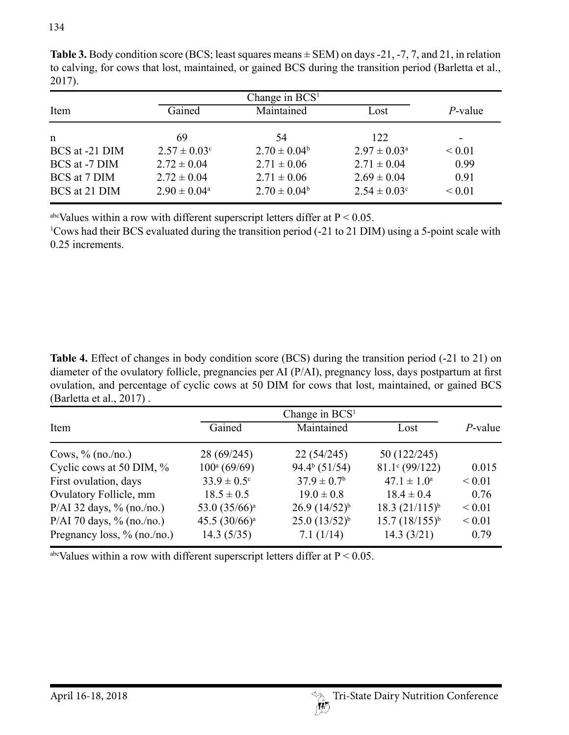**Table 3.** Body condition score (BCS; least squares means ± SEM) on days -21, -7, 7, and 21, in relation to calving, for cows that lost, maintained, or gained BCS during the transition period (Barletta et al., 2017).

| Item | Change in BCS[1] | | | *P*-value |
|---|---|---|---|---|
| | Gained | Maintained | Lost | |
| n | 69 | 54 | 122 | - |
| BCS at -21 DIM | 2.57 ± 0.03[c] | 2.70 ± 0.04[b] | 2.97 ± 0.03[a] | < 0.01 |
| BCS at -7 DIM | 2.72 ± 0.04 | 2.71 ± 0.06 | 2.71 ± 0.04 | 0.99 |
| BCS at 7 DIM | 2.72 ± 0.04 | 2.71 ± 0.06 | 2.69 ± 0.04 | 0.91 |
| BCS at 21 DIM | 2.90 ± 0.04[a] | 2.70 ± 0.04[b] | 2.54 ± 0.03[c] | < 0.01 |

[abc]Values within a row with different superscript letters differ at $P < 0.05$.

[1]Cows had their BCS evaluated during the transition period (-21 to 21 DIM) using a 5-point scale with 0.25 increments.

**Table 4.** Effect of changes in body condition score (BCS) during the transition period (-21 to 21) on diameter of the ovulatory follicle, pregnancies per AI (P/AI), pregnancy loss, days postpartum at first ovulation, and percentage of cyclic cows at 50 DIM for cows that lost, maintained, or gained BCS (Barletta et al., 2017) .

| Item | Change in BCS[1] | | | *P*-value |
|---|---|---|---|---|
| | Gained | Maintained | Lost | |
| Cows, % (no./no.) | 28 (69/245) | 22 (54/245) | 50 (122/245) | |
| Cyclic cows at 50 DIM, % | 100[a] (69/69) | 94.4[b] (51/54) | 81.1[c] (99/122) | 0.015 |
| First ovulation, days | 33.9 ± 0.5[c] | 37.9 ± 0.7[b] | 47.1 ± 1.0[a] | < 0.01 |
| Ovulatory Follicle, mm | 18.5 ± 0.5 | 19.0 ± 0.8 | 18.4 ± 0.4 | 0.76 |
| P/AI 32 days, % (no./no.) | 53.0 (35/66)[a] | 26.9 (14/52)[b] | 18.3 (21/115)[b] | < 0.01 |
| P/AI 70 days, % (no./no.) | 45.5 (30/66)[a] | 25.0 (13/52)[b] | 15.7 (18/155)[b] | < 0.01 |
| Pregnancy loss, % (no./no.) | 14.3 (5/35) | 7.1 (1/14) | 14.3 (3/21) | 0.79 |

[abc]Values within a row with different superscript letters differ at $P < 0.05$.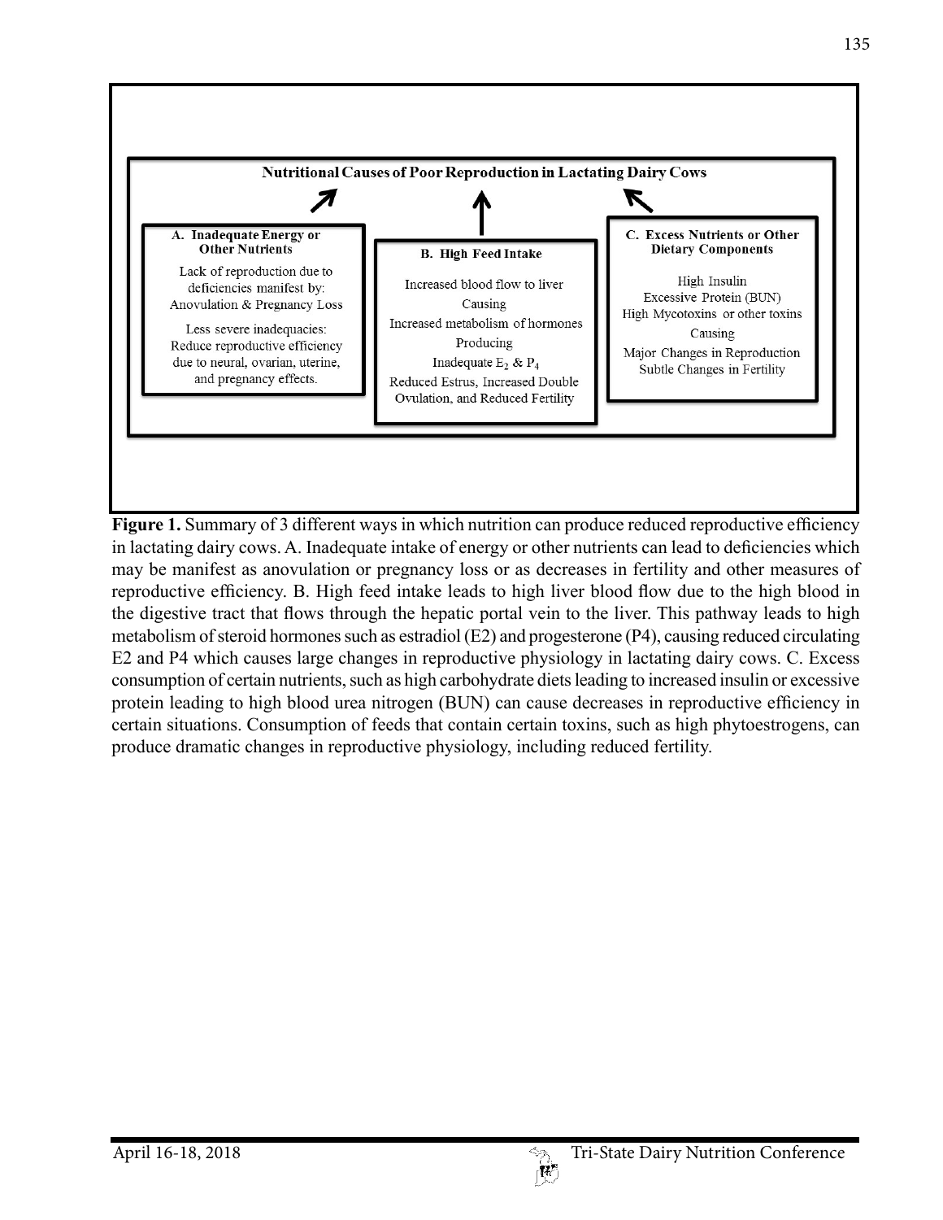**Nutritional Causes of Poor Reproduction in Lactating Dairy Cows**

**A. Inadequate Energy or Other Nutrients**

Lack of reproduction due to deficiencies manifest by: Anovulation & Pregnancy Loss

Less severe inadequacies: Reduce reproductive efficiency due to neural, ovarian, uterine, and pregnancy effects.

**B. High Feed Intake**

Increased blood flow to liver

Causing

Increased metabolism of hormones

Producing

Inadequate $E_2$ & $P_4$

Reduced Estrus, Increased Double Ovulation, and Reduced Fertility

**C. Excess Nutrients or Other Dietary Components**

High Insulin

Excessive Protein (BUN)

High Mycotoxins or other toxins

Causing

Major Changes in Reproduction

Subtle Changes in Fertility

**Figure 1.** Summary of 3 different ways in which nutrition can produce reduced reproductive efficiency in lactating dairy cows. A. Inadequate intake of energy or other nutrients can lead to deficiencies which may be manifest as anovulation or pregnancy loss or as decreases in fertility and other measures of reproductive efficiency. B. High feed intake leads to high liver blood flow due to the high blood in the digestive tract that flows through the hepatic portal vein to the liver. This pathway leads to high metabolism of steroid hormones such as estradiol (E2) and progesterone (P4), causing reduced circulating E2 and P4 which causes large changes in reproductive physiology in lactating dairy cows. C. Excess consumption of certain nutrients, such as high carbohydrate diets leading to increased insulin or excessive protein leading to high blood urea nitrogen (BUN) can cause decreases in reproductive efficiency in certain situations. Consumption of feeds that contain certain toxins, such as high phytoestrogens, can produce dramatic changes in reproductive physiology, including reduced fertility.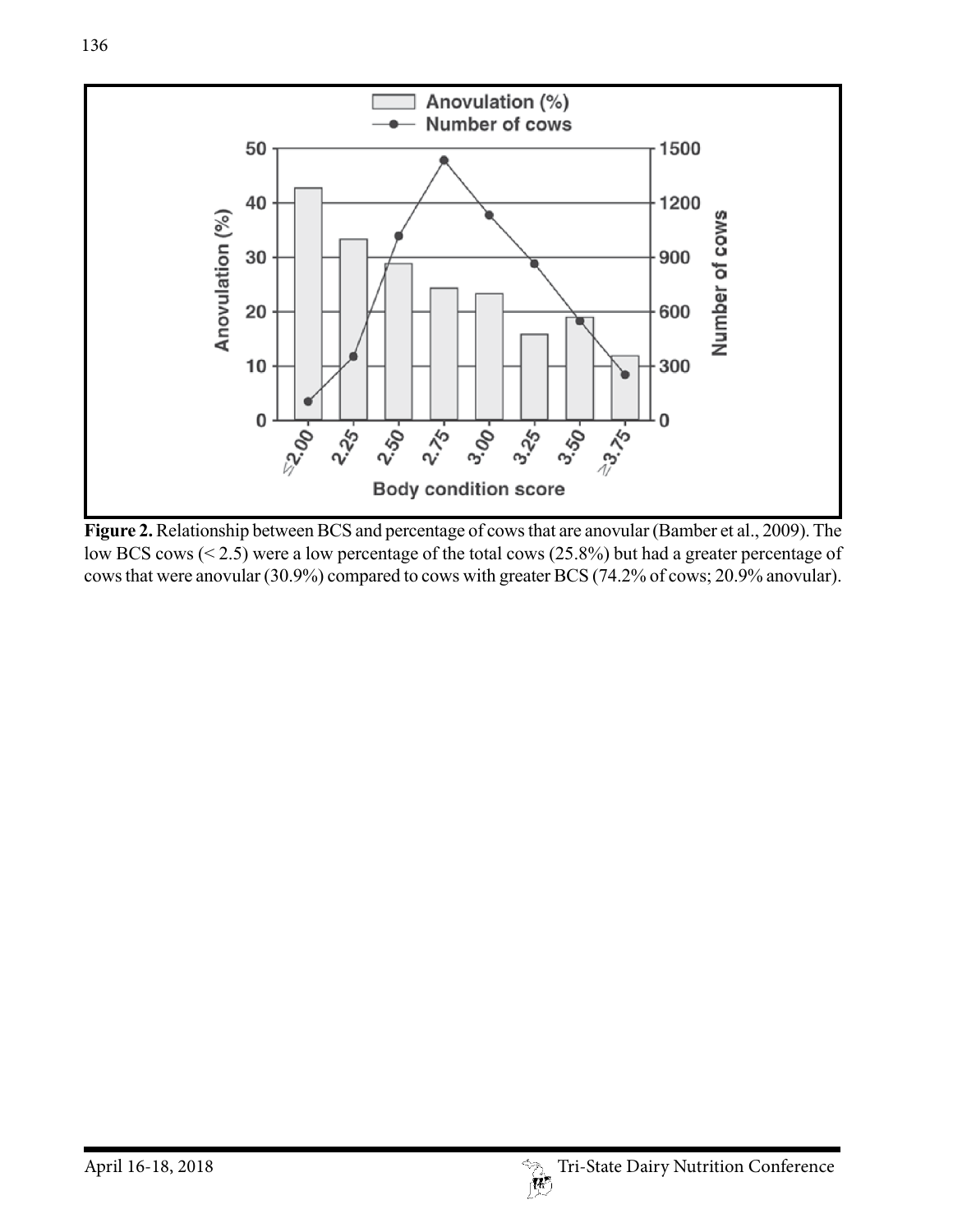**Figure 2.** Relationship between BCS and percentage of cows that are anovular (Bamber et al., 2009). The low BCS cows (< 2.5) were a low percentage of the total cows (25.8%) but had a greater percentage of cows that were anovular (30.9%) compared to cows with greater BCS (74.2% of cows; 20.9% anovular).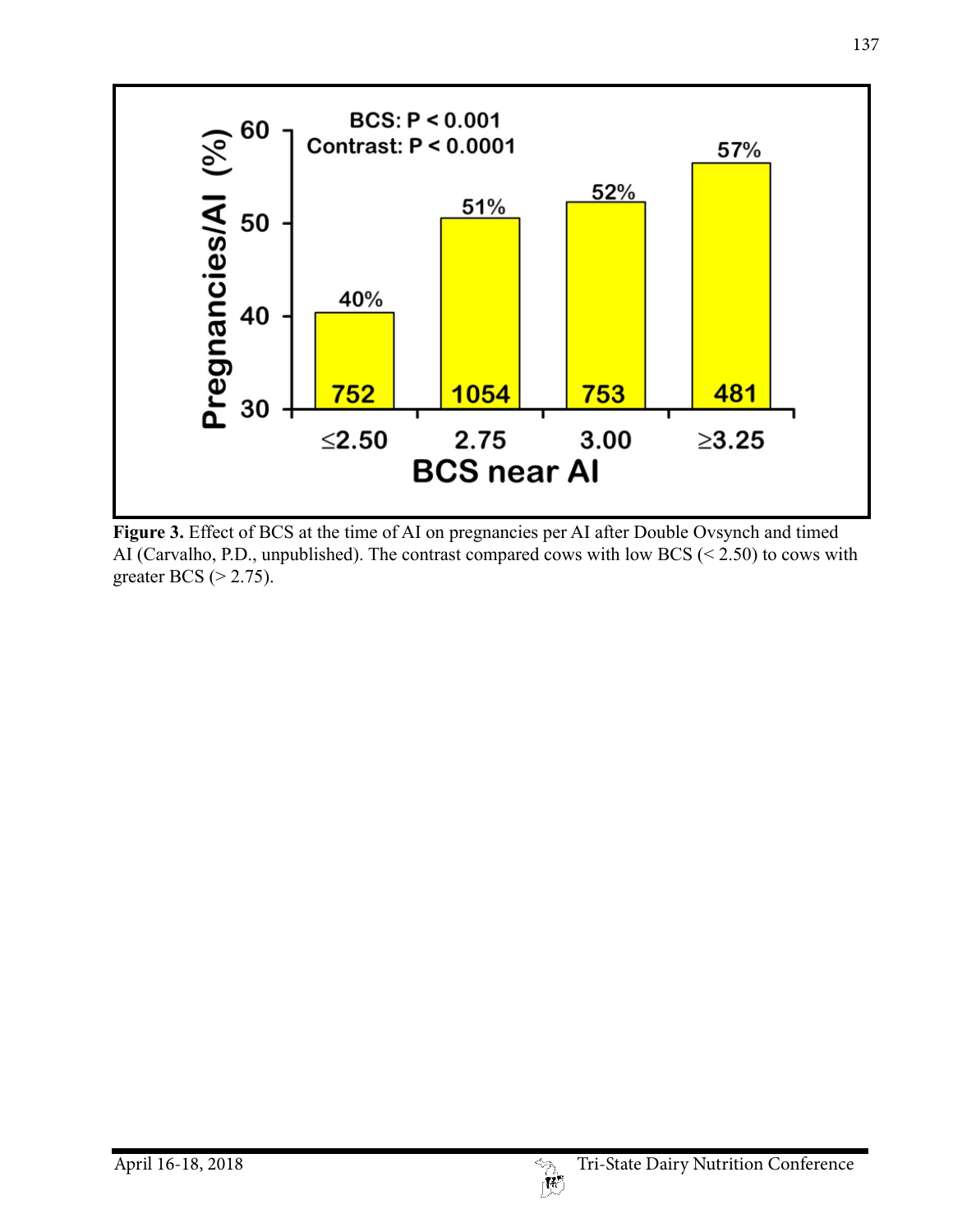**Figure 3.** Effect of BCS at the time of AI on pregnancies per AI after Double Ovsynch and timed AI (Carvalho, P.D., unpublished). The contrast compared cows with low BCS (< 2.50) to cows with greater BCS (> 2.75).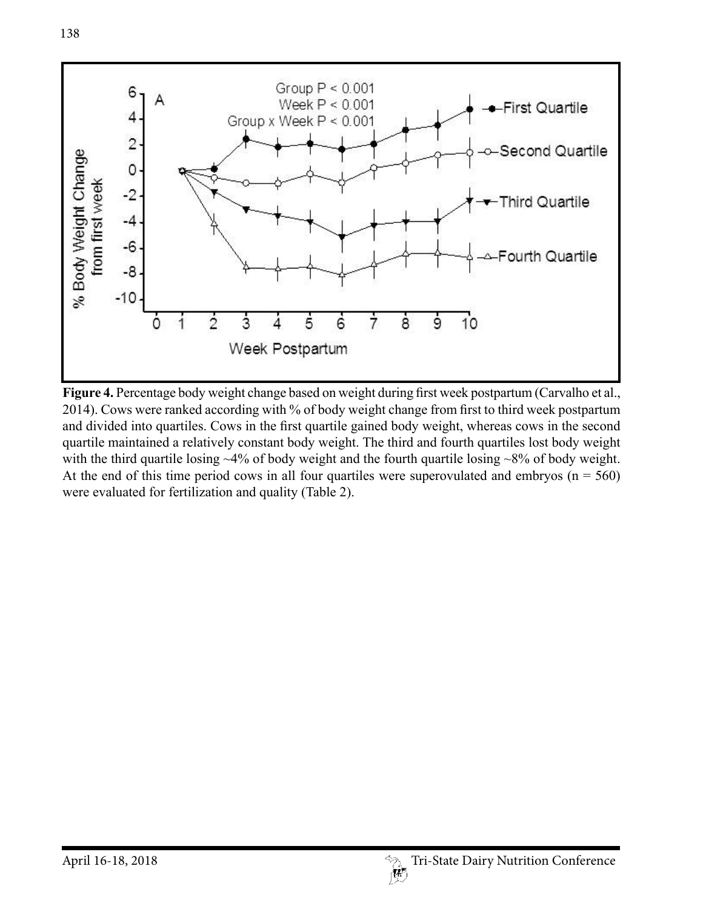A

Group P < 0.001
Week P < 0.001
Group x Week P < 0.001

% Body Weight Change from first week

6
4
2
0
-2
-4
-6
-8
-10

Week Postpartum

0 1 2 3 4 5 6 7 8 9 10

First Quartile
Second Quartile
Third Quartile
Fourth Quartile

**Figure 4.** Percentage body weight change based on weight during first week postpartum (Carvalho et al., 2014). Cows were ranked according with % of body weight change from first to third week postpartum and divided into quartiles. Cows in the first quartile gained body weight, whereas cows in the second quartile maintained a relatively constant body weight. The third and fourth quartiles lost body weight with the third quartile losing ~4% of body weight and the fourth quartile losing ~8% of body weight. At the end of this time period cows in all four quartiles were superovulated and embryos (n = 560) were evaluated for fertilization and quality (Table 2).